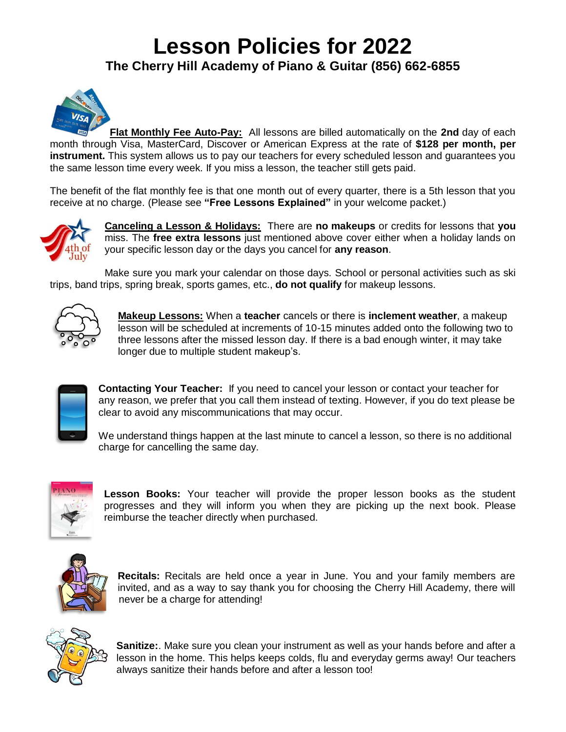# Lesson Policies for 2022

## The Cherry Hill Academy of Piano & Guitar (856) 662-6855

**Flat Monthly Fee Auto-Pay:** All lessons are billed automatically on the **2nd** day of each month through Visa, MasterCard, Discover or American Express at the rate of **$128 per month, per instrument.** This system allows us to pay our teachers for every scheduled lesson and guarantees you the same lesson time every week. If you miss a lesson, the teacher still gets paid.

The benefit of the flat monthly fee is that one month out of every quarter, there is a 5th lesson that you receive at no charge. (Please see **"Free Lessons Explained"** in your welcome packet.)

**Canceling a Lesson & Holidays:** There are **no makeups** or credits for lessons that **you** miss. The **free extra lessons** just mentioned above cover either when a holiday lands on your specific lesson day or the days you cancel for **any reason**.

Make sure you mark your calendar on those days. School or personal activities such as ski trips, band trips, spring break, sports games, etc., **do not qualify** for makeup lessons.

**Makeup Lessons:** When a **teacher** cancels or there is **inclement weather**, a makeup lesson will be scheduled at increments of 10-15 minutes added onto the following two to three lessons after the missed lesson day. If there is a bad enough winter, it may take longer due to multiple student makeup's.

**Contacting Your Teacher:** If you need to cancel your lesson or contact your teacher for any reason, we prefer that you call them instead of texting. However, if you do text please be clear to avoid any miscommunications that may occur.

We understand things happen at the last minute to cancel a lesson, so there is no additional charge for cancelling the same day.

**Lesson Books:** Your teacher will provide the proper lesson books as the student progresses and they will inform you when they are picking up the next book. Please reimburse the teacher directly when purchased.

**Recitals:** Recitals are held once a year in June. You and your family members are invited, and as a way to say thank you for choosing the Cherry Hill Academy, there will never be a charge for attending!

**Sanitize:**. Make sure you clean your instrument as well as your hands before and after a lesson in the home. This helps keeps colds, flu and everyday germs away! Our teachers always sanitize their hands before and after a lesson too!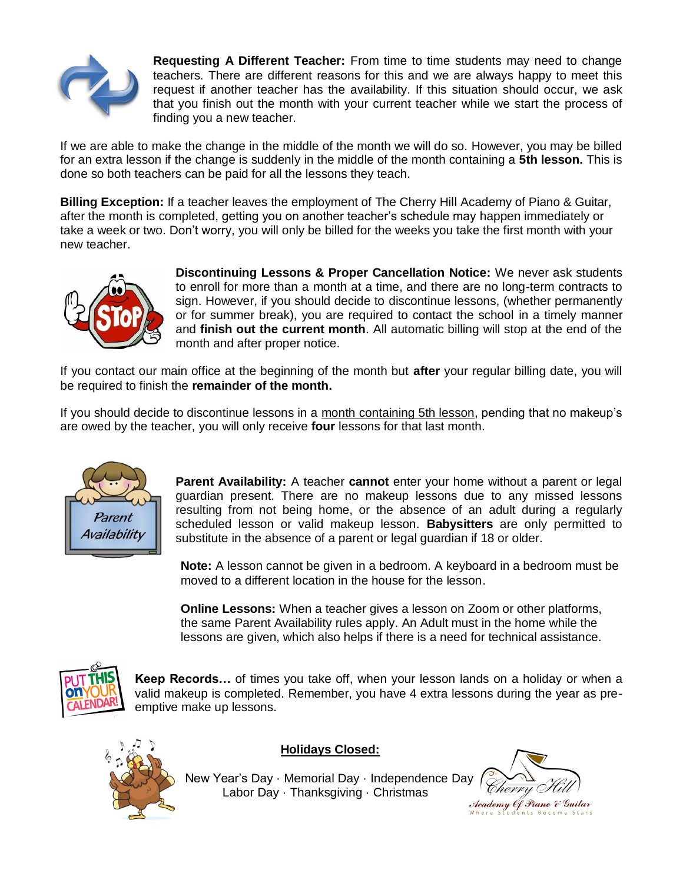**Requesting A Different Teacher:** From time to time students may need to change teachers. There are different reasons for this and we are always happy to meet this request if another teacher has the availability. If this situation should occur, we ask that you finish out the month with your current teacher while we start the process of finding you a new teacher.

If we are able to make the change in the middle of the month we will do so. However, you may be billed for an extra lesson if the change is suddenly in the middle of the month containing a **5th lesson.** This is done so both teachers can be paid for all the lessons they teach.

**Billing Exception:** If a teacher leaves the employment of The Cherry Hill Academy of Piano & Guitar, after the month is completed, getting you on another teacher's schedule may happen immediately or take a week or two. Don't worry, you will only be billed for the weeks you take the first month with your new teacher.

**Discontinuing Lessons & Proper Cancellation Notice:** We never ask students to enroll for more than a month at a time, and there are no long-term contracts to sign. However, if you should decide to discontinue lessons, (whether permanently or for summer break), you are required to contact the school in a timely manner and **finish out the current month**. All automatic billing will stop at the end of the month and after proper notice.

If you contact our main office at the beginning of the month but **after** your regular billing date, you will be required to finish the **remainder of the month.**

If you should decide to discontinue lessons in a month containing 5th lesson, pending that no makeup's are owed by the teacher, you will only receive **four** lessons for that last month.

**Parent Availability:** A teacher **cannot** enter your home without a parent or legal guardian present. There are no makeup lessons due to any missed lessons resulting from not being home, or the absence of an adult during a regularly scheduled lesson or valid makeup lesson. **Babysitters** are only permitted to substitute in the absence of a parent or legal guardian if 18 or older.

**Note:** A lesson cannot be given in a bedroom. A keyboard in a bedroom must be moved to a different location in the house for the lesson.

**Online Lessons:** When a teacher gives a lesson on Zoom or other platforms, the same Parent Availability rules apply. An Adult must in the home while the lessons are given, which also helps if there is a need for technical assistance.

**Keep Records…** of times you take off, when your lesson lands on a holiday or when a valid makeup is completed. Remember, you have 4 extra lessons during the year as pre-emptive make up lessons.

**Holidays Closed:**

New Year's Day · Memorial Day · Independence Day
Labor Day · Thanksgiving · Christmas

Cherry Hill Academy Of Piano & Guitar
Where Students Become Stars